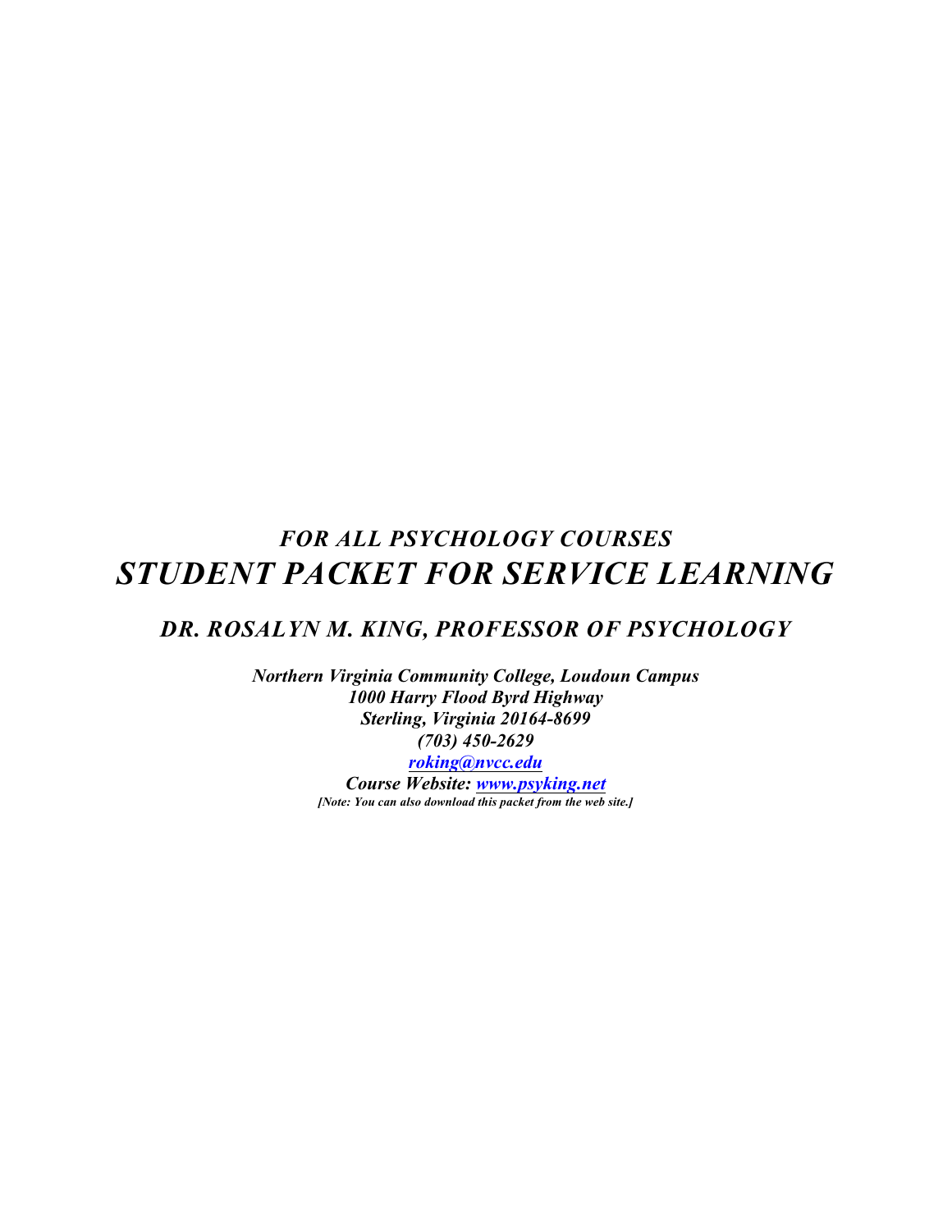## *FOR ALL PSYCHOLOGY COURSES*

# *STUDENT PACKET FOR SERVICE LEARNING*

## *DR. ROSALYN M. KING, PROFESSOR OF PSYCHOLOGY*

***Northern Virginia Community College, Loudoun Campus***
***1000 Harry Flood Byrd Highway***
***Sterling, Virginia 20164-8699***
***(703) 450-2629***
***roking@nvcc.edu***
***Course Website: www.psyking.net***
***[Note: You can also download this packet from the web site.]***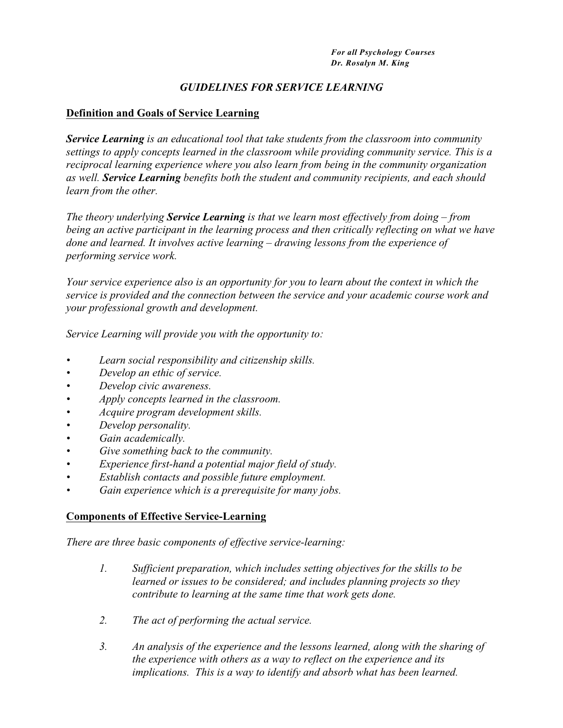*For all Psychology Courses*
*Dr. Rosalyn M. King*

## *GUIDELINES FOR SERVICE LEARNING*

### Definition and Goals of Service Learning

***Service Learning*** *is an educational tool that take students from the classroom into community settings to apply concepts learned in the classroom while providing community service. This is a reciprocal learning experience where you also learn from being in the community organization as well.* ***Service Learning*** *benefits both the student and community recipients, and each should learn from the other.*

*The theory underlying* ***Service Learning*** *is that we learn most effectively from doing – from being an active participant in the learning process and then critically reflecting on what we have done and learned. It involves active learning – drawing lessons from the experience of performing service work.*

*Your service experience also is an opportunity for you to learn about the context in which the service is provided and the connection between the service and your academic course work and your professional growth and development.*

*Service Learning will provide you with the opportunity to:*

- *Learn social responsibility and citizenship skills.*
- *Develop an ethic of service.*
- *Develop civic awareness.*
- *Apply concepts learned in the classroom.*
- *Acquire program development skills.*
- *Develop personality.*
- *Gain academically.*
- *Give something back to the community.*
- *Experience first-hand a potential major field of study.*
- *Establish contacts and possible future employment.*
- *Gain experience which is a prerequisite for many jobs.*

### Components of Effective Service-Learning

*There are three basic components of effective service-learning:*

1. *Sufficient preparation, which includes setting objectives for the skills to be learned or issues to be considered; and includes planning projects so they contribute to learning at the same time that work gets done.*

2. *The act of performing the actual service.*

3. *An analysis of the experience and the lessons learned, along with the sharing of the experience with others as a way to reflect on the experience and its implications. This is a way to identify and absorb what has been learned.*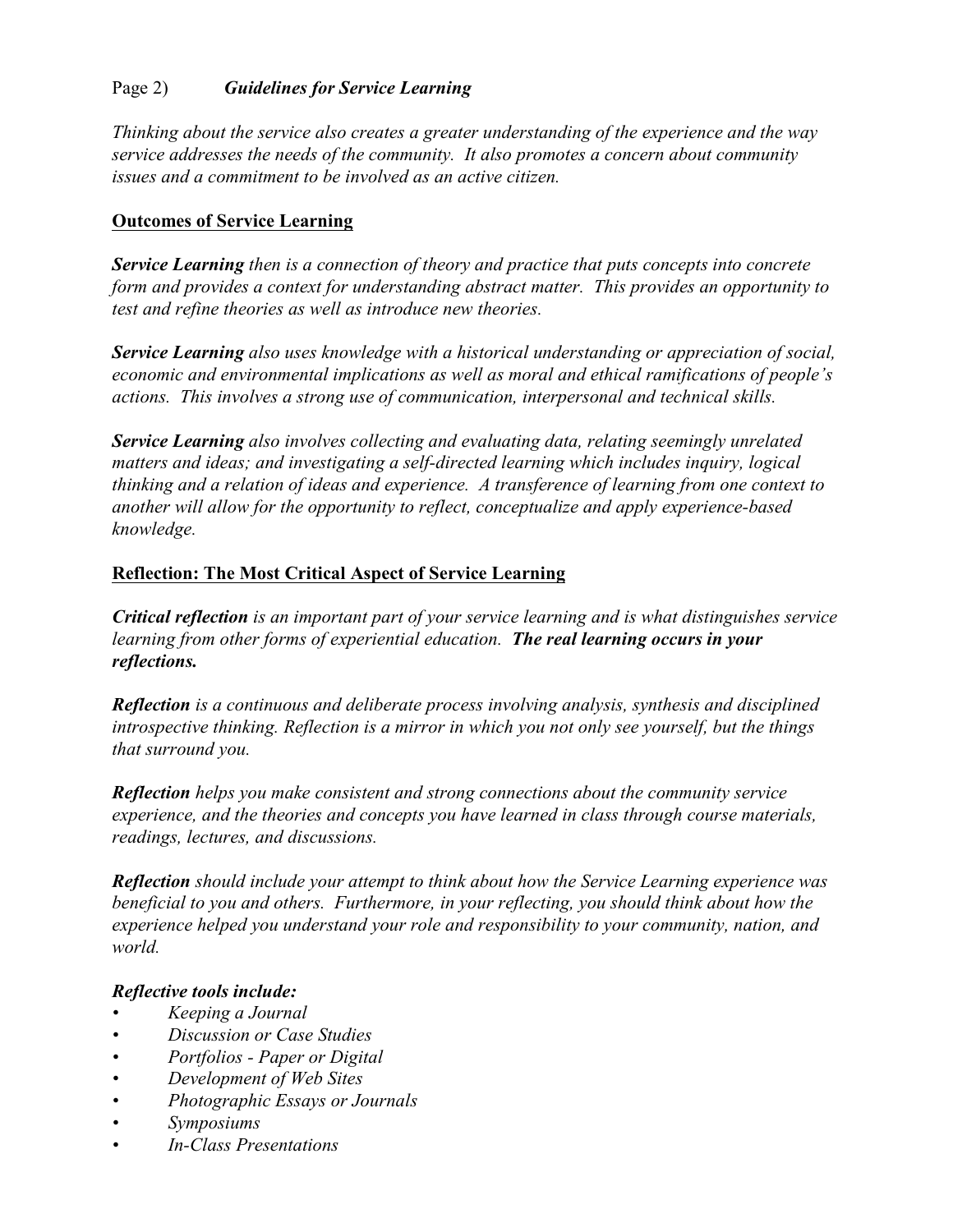Page 2) ***Guidelines for Service Learning***

*Thinking about the service also creates a greater understanding of the experience and the way service addresses the needs of the community. It also promotes a concern about community issues and a commitment to be involved as an active citizen.*

## Outcomes of Service Learning

***Service Learning*** *then is a connection of theory and practice that puts concepts into concrete form and provides a context for understanding abstract matter. This provides an opportunity to test and refine theories as well as introduce new theories.*

***Service Learning*** *also uses knowledge with a historical understanding or appreciation of social, economic and environmental implications as well as moral and ethical ramifications of people's actions. This involves a strong use of communication, interpersonal and technical skills.*

***Service Learning*** *also involves collecting and evaluating data, relating seemingly unrelated matters and ideas; and investigating a self-directed learning which includes inquiry, logical thinking and a relation of ideas and experience. A transference of learning from one context to another will allow for the opportunity to reflect, conceptualize and apply experience-based knowledge.*

## Reflection: The Most Critical Aspect of Service Learning

***Critical reflection*** *is an important part of your service learning and is what distinguishes service learning from other forms of experiential education.* ***The real learning occurs in your reflections.***

***Reflection*** *is a continuous and deliberate process involving analysis, synthesis and disciplined introspective thinking. Reflection is a mirror in which you not only see yourself, but the things that surround you.*

***Reflection*** *helps you make consistent and strong connections about the community service experience, and the theories and concepts you have learned in class through course materials, readings, lectures, and discussions.*

***Reflection*** *should include your attempt to think about how the Service Learning experience was beneficial to you and others. Furthermore, in your reflecting, you should think about how the experience helped you understand your role and responsibility to your community, nation, and world.*

***Reflective tools include:***

- *Keeping a Journal*
- *Discussion or Case Studies*
- *Portfolios - Paper or Digital*
- *Development of Web Sites*
- *Photographic Essays or Journals*
- *Symposiums*
- *In-Class Presentations*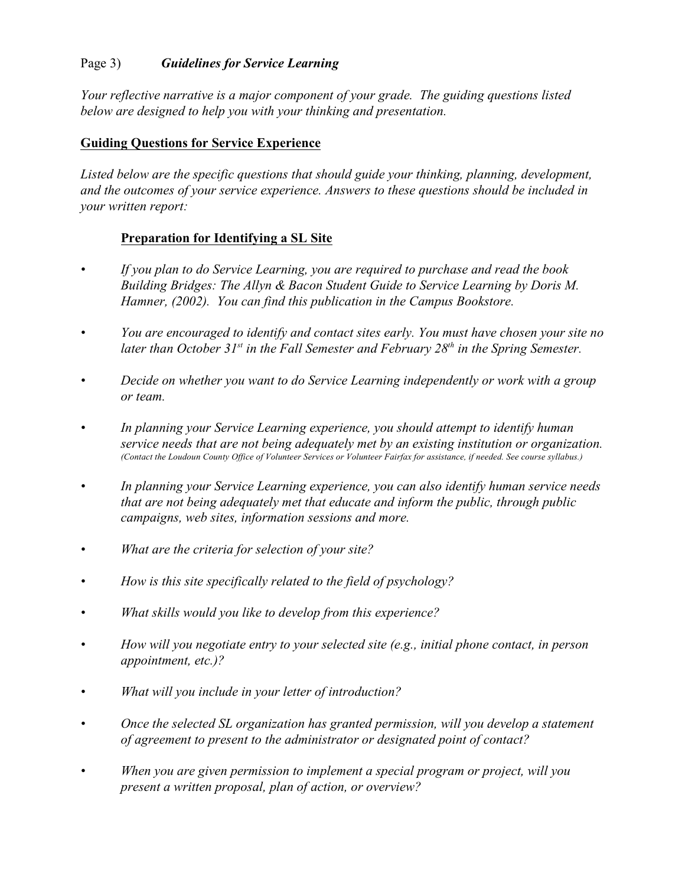Page 3) ***Guidelines for Service Learning***

*Your reflective narrative is a major component of your grade. The guiding questions listed below are designed to help you with your thinking and presentation.*

## **Guiding Questions for Service Experience**

*Listed below are the specific questions that should guide your thinking, planning, development, and the outcomes of your service experience. Answers to these questions should be included in your written report:*

### **Preparation for Identifying a SL Site**

- *If you plan to do Service Learning, you are required to purchase and read the book Building Bridges: The Allyn & Bacon Student Guide to Service Learning by Doris M. Hamner, (2002). You can find this publication in the Campus Bookstore.*
- *You are encouraged to identify and contact sites early. You must have chosen your site no later than October 31st in the Fall Semester and February 28th in the Spring Semester.*
- *Decide on whether you want to do Service Learning independently or work with a group or team.*
- *In planning your Service Learning experience, you should attempt to identify human service needs that are not being adequately met by an existing institution or organization. (Contact the Loudoun County Office of Volunteer Services or Volunteer Fairfax for assistance, if needed. See course syllabus.)*
- *In planning your Service Learning experience, you can also identify human service needs that are not being adequately met that educate and inform the public, through public campaigns, web sites, information sessions and more.*
- *What are the criteria for selection of your site?*
- *How is this site specifically related to the field of psychology?*
- *What skills would you like to develop from this experience?*
- *How will you negotiate entry to your selected site (e.g., initial phone contact, in person appointment, etc.)?*
- *What will you include in your letter of introduction?*
- *Once the selected SL organization has granted permission, will you develop a statement of agreement to present to the administrator or designated point of contact?*
- *When you are given permission to implement a special program or project, will you present a written proposal, plan of action, or overview?*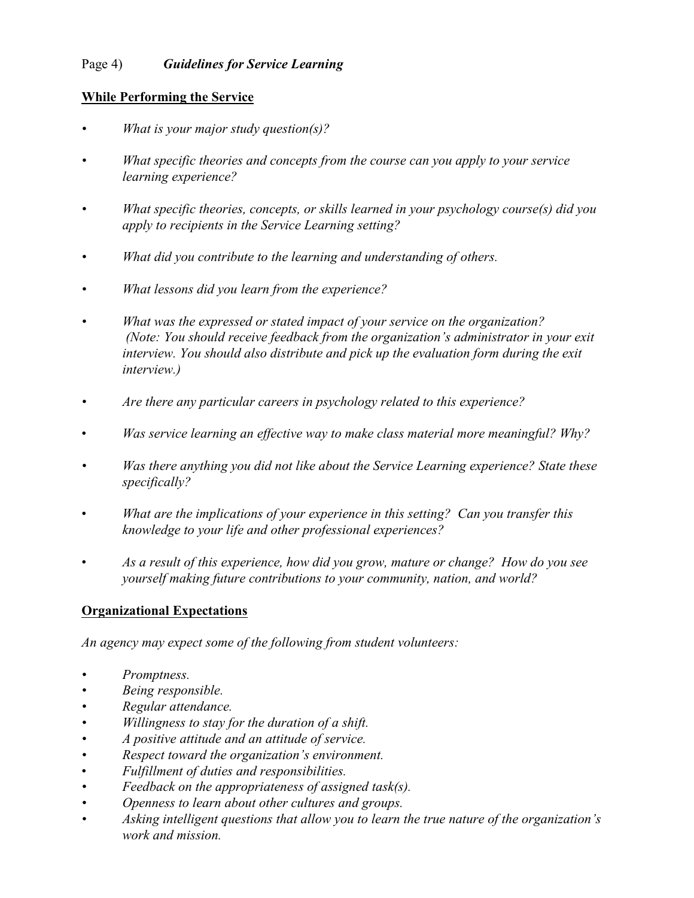Page 4) ***Guidelines for Service Learning***

**<u>While Performing the Service</u>**

- *What is your major study question(s)?*
- *What specific theories and concepts from the course can you apply to your service learning experience?*
- *What specific theories, concepts, or skills learned in your psychology course(s) did you apply to recipients in the Service Learning setting?*
- *What did you contribute to the learning and understanding of others.*
- *What lessons did you learn from the experience?*
- *What was the expressed or stated impact of your service on the organization? (Note: You should receive feedback from the organization's administrator in your exit interview. You should also distribute and pick up the evaluation form during the exit interview.)*
- *Are there any particular careers in psychology related to this experience?*
- *Was service learning an effective way to make class material more meaningful? Why?*
- *Was there anything you did not like about the Service Learning experience? State these specifically?*
- *What are the implications of your experience in this setting? Can you transfer this knowledge to your life and other professional experiences?*
- *As a result of this experience, how did you grow, mature or change? How do you see yourself making future contributions to your community, nation, and world?*

**<u>Organizational Expectations</u>**

*An agency may expect some of the following from student volunteers:*

- *Promptness.*
- *Being responsible.*
- *Regular attendance.*
- *Willingness to stay for the duration of a shift.*
- *A positive attitude and an attitude of service.*
- *Respect toward the organization's environment.*
- *Fulfillment of duties and responsibilities.*
- *Feedback on the appropriateness of assigned task(s).*
- *Openness to learn about other cultures and groups.*
- *Asking intelligent questions that allow you to learn the true nature of the organization's work and mission.*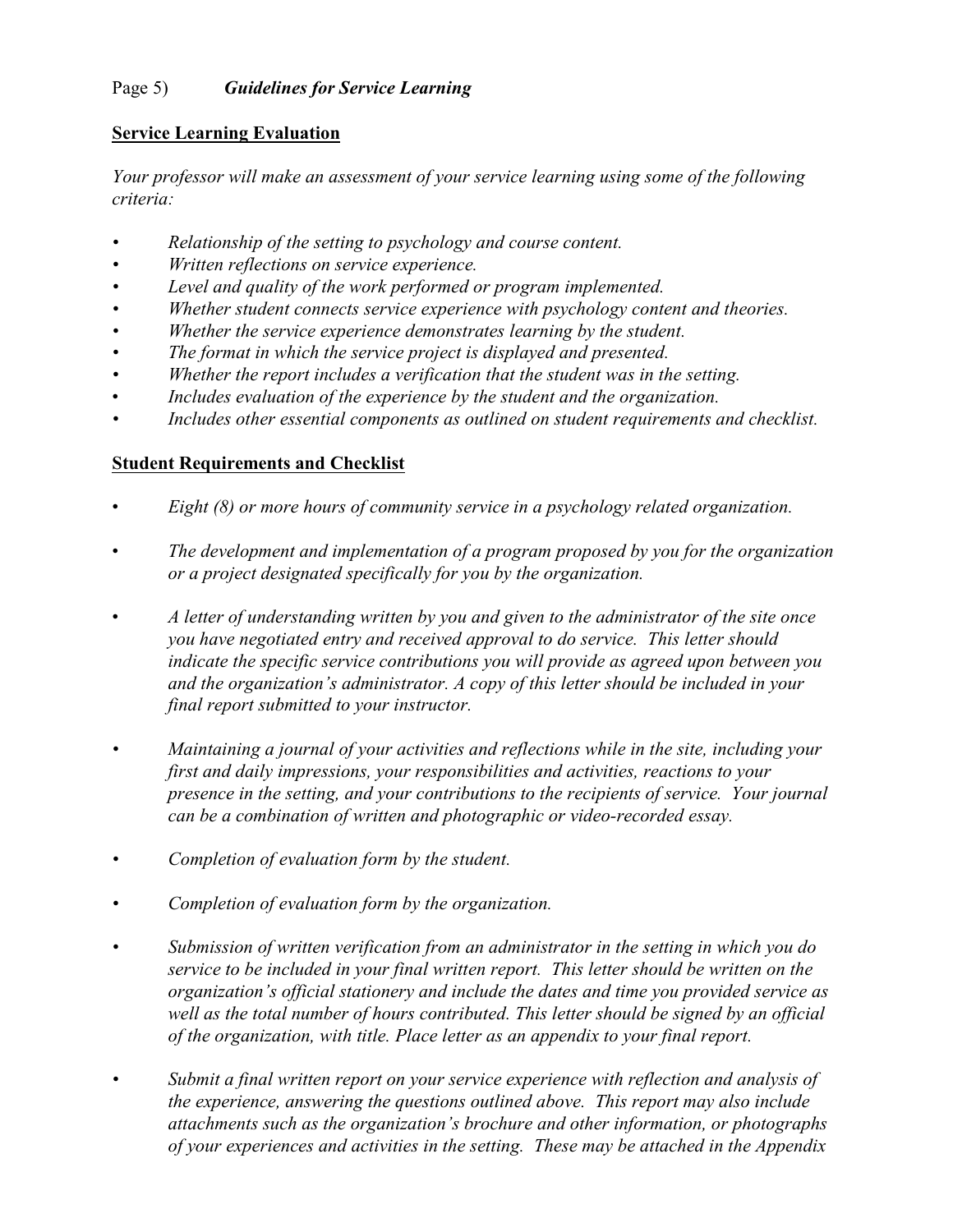Page 5) ***Guidelines for Service Learning***

**Service Learning Evaluation**

*Your professor will make an assessment of your service learning using some of the following criteria:*

- *Relationship of the setting to psychology and course content.*
- *Written reflections on service experience.*
- *Level and quality of the work performed or program implemented.*
- *Whether student connects service experience with psychology content and theories.*
- *Whether the service experience demonstrates learning by the student.*
- *The format in which the service project is displayed and presented.*
- *Whether the report includes a verification that the student was in the setting.*
- *Includes evaluation of the experience by the student and the organization.*
- *Includes other essential components as outlined on student requirements and checklist.*

**Student Requirements and Checklist**

- *Eight (8) or more hours of community service in a psychology related organization.*

- *The development and implementation of a program proposed by you for the organization or a project designated specifically for you by the organization.*

- *A letter of understanding written by you and given to the administrator of the site once you have negotiated entry and received approval to do service. This letter should indicate the specific service contributions you will provide as agreed upon between you and the organization's administrator. A copy of this letter should be included in your final report submitted to your instructor.*

- *Maintaining a journal of your activities and reflections while in the site, including your first and daily impressions, your responsibilities and activities, reactions to your presence in the setting, and your contributions to the recipients of service. Your journal can be a combination of written and photographic or video-recorded essay.*

- *Completion of evaluation form by the student.*

- *Completion of evaluation form by the organization.*

- *Submission of written verification from an administrator in the setting in which you do service to be included in your final written report. This letter should be written on the organization's official stationery and include the dates and time you provided service as well as the total number of hours contributed. This letter should be signed by an official of the organization, with title. Place letter as an appendix to your final report.*

- *Submit a final written report on your service experience with reflection and analysis of the experience, answering the questions outlined above. This report may also include attachments such as the organization's brochure and other information, or photographs of your experiences and activities in the setting. These may be attached in the Appendix*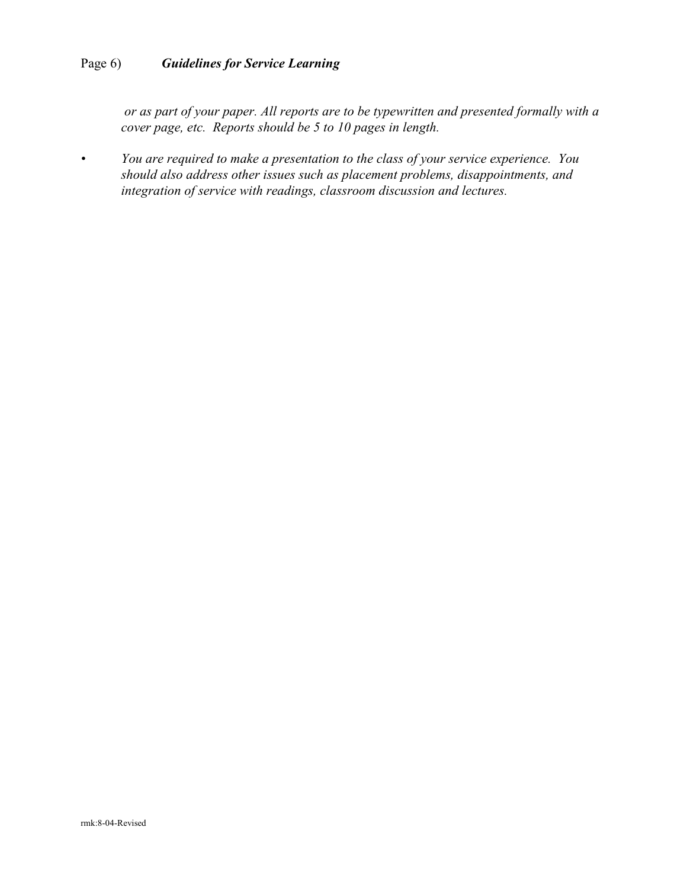*or as part of your paper. All reports are to be typewritten and presented formally with a cover page, etc. Reports should be 5 to 10 pages in length.*

- *You are required to make a presentation to the class of your service experience. You should also address other issues such as placement problems, disappointments, and integration of service with readings, classroom discussion and lectures.*

rmk:8-04-Revised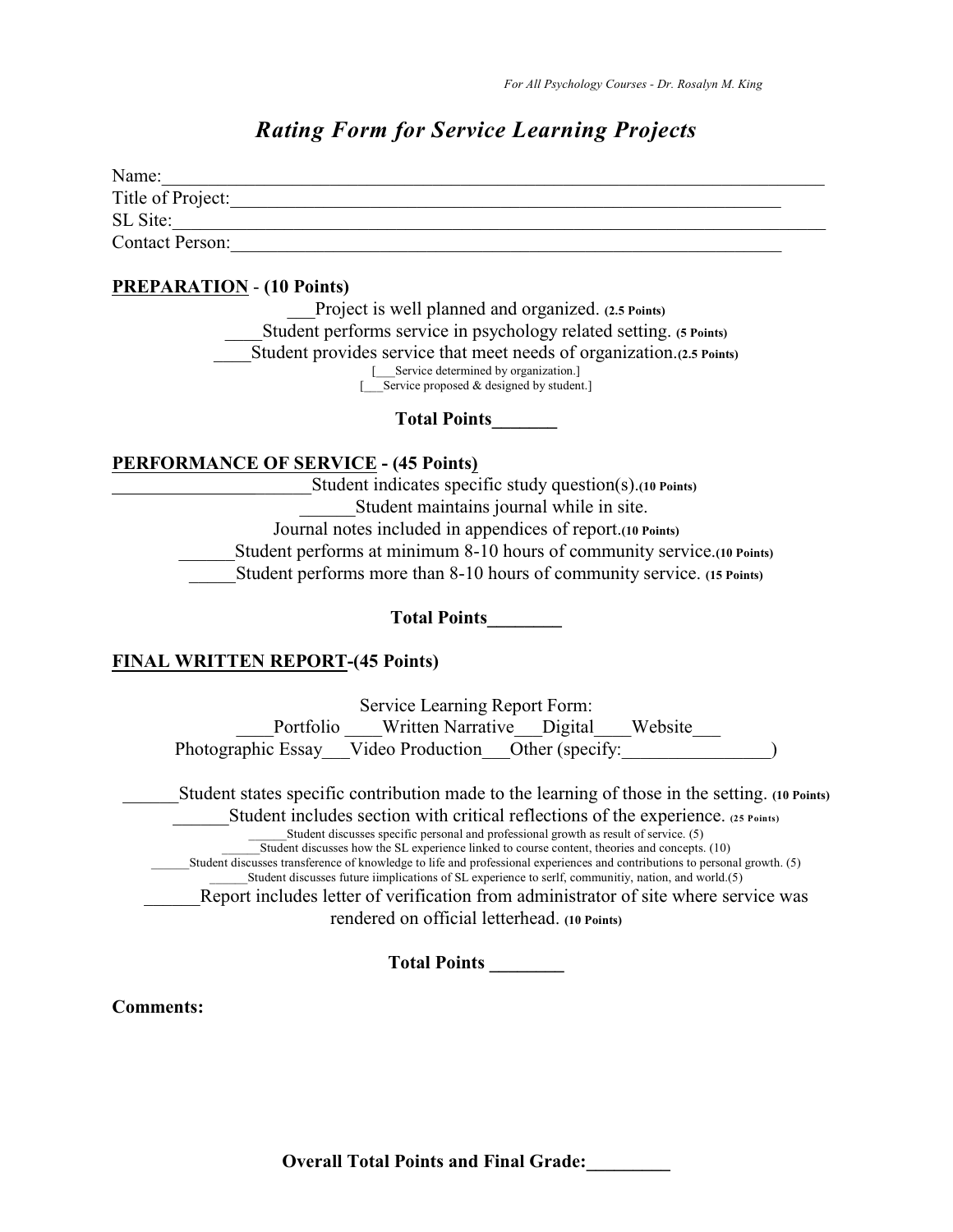*For All Psychology Courses - Dr. Rosalyn M. King*

# *Rating Form for Service Learning Projects*

Name:_______________________________________________________________________
Title of Project:_________________________________________________________________
SL Site:______________________________________________________________________
Contact Person:_________________________________________________________________

**PREPARATION** - **(10 Points)**

___Project is well planned and organized. **(2.5 Points)**
____Student performs service in psychology related setting. **(5 Points)**
____Student provides service that meet needs of organization.**(2.5 Points)**
[___Service determined by organization.]
[___Service proposed & designed by student.]

**Total Points_______**

**PERFORMANCE OF SERVICE - (45 Points)**

_____________________Student indicates specific study question(s).**(10 Points)**
______Student maintains journal while in site.
Journal notes included in appendices of report.**(10 Points)**
______Student performs at minimum 8-10 hours of community service.**(10 Points)**
_____Student performs more than 8-10 hours of community service. **(15 Points)**

**Total Points________**

**FINAL WRITTEN REPORT-(45 Points)**

Service Learning Report Form:
____Portfolio ____Written Narrative___Digital____Website___
Photographic Essay___Video Production___Other (specify:________________)

______Student states specific contribution made to the learning of those in the setting. **(10 Points)**
______Student includes section with critical reflections of the experience. **(25 Points)**
______Student discusses specific personal and professional growth as result of service. (5)
______Student discusses how the SL experience linked to course content, theories and concepts. (10)
______Student discusses transference of knowledge to life and professional experiences and contributions to personal growth. (5)
______Student discusses future iimplications of SL experience to serlf, communitiy, nation, and world.(5)
______Report includes letter of verification from administrator of site where service was rendered on official letterhead. **(10 Points)**

**Total Points ________**

**Comments:**

**Overall Total Points and Final Grade:_________**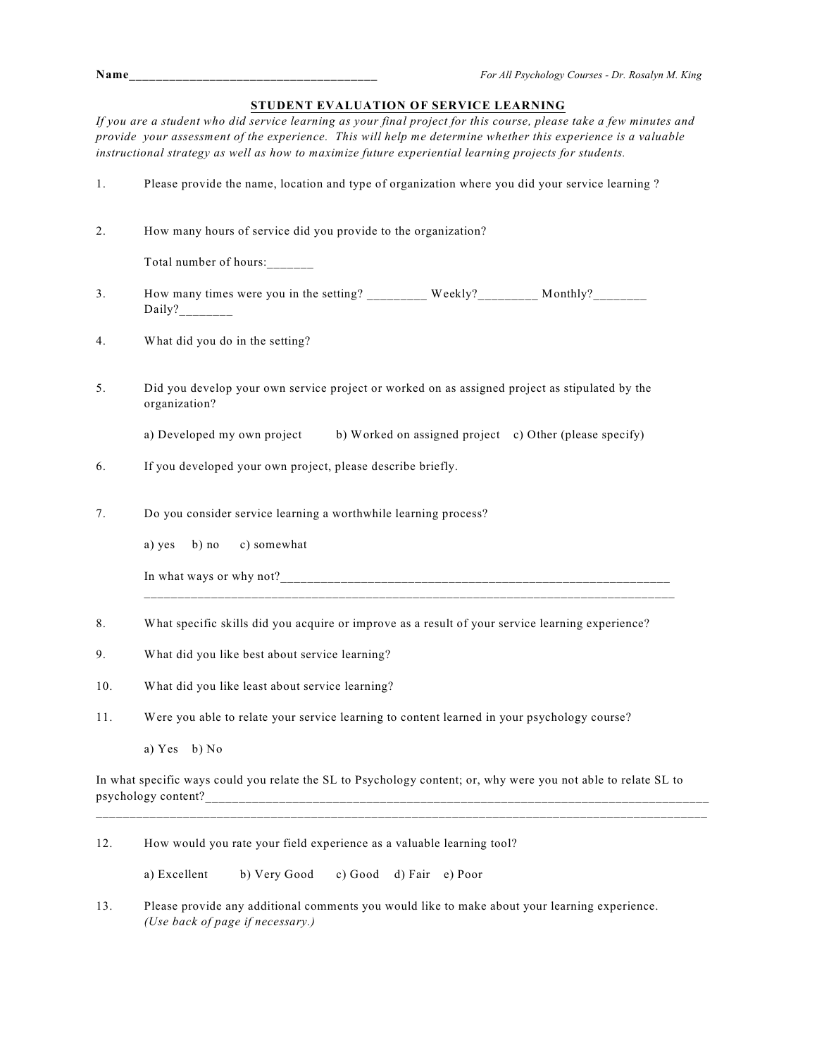**Name**_____________________________________ *For All Psychology Courses - Dr. Rosalyn M. King*

**STUDENT EVALUATION OF SERVICE LEARNING**

*If you are a student who did service learning as your final project for this course, please take a few minutes and provide your assessment of the experience. This will help me determine whether this experience is a valuable instructional strategy as well as how to maximize future experiential learning projects for students.*

1. Please provide the name, location and type of organization where you did your service learning ?

2. How many hours of service did you provide to the organization?

   Total number of hours:_______

3. How many times were you in the setting? _________ Weekly?_________ Monthly?________ Daily?________

4. What did you do in the setting?

5. Did you develop your own service project or worked on as assigned project as stipulated by the organization?

   a) Developed my own project     b) Worked on assigned project     c) Other (please specify)

6. If you developed your own project, please describe briefly.

7. Do you consider service learning a worthwhile learning process?

   a) yes   b) no   c) somewhat

   In what ways or why not?______________________________________________________________
   ______________________________________________________________________________

8. What specific skills did you acquire or improve as a result of your service learning experience?

9. What did you like best about service learning?

10. What did you like least about service learning?

11. Were you able to relate your service learning to content learned in your psychology course?

    a) Yes   b) No

In what specific ways could you relate the SL to Psychology content; or, why were you not able to relate SL to psychology content?______________________________________________________________________________
______________________________________________________________________________________________

12. How would you rate your field experience as a valuable learning tool?

    a) Excellent     b) Very Good     c) Good     d) Fair     e) Poor

13. Please provide any additional comments you would like to make about your learning experience. *(Use back of page if necessary.)*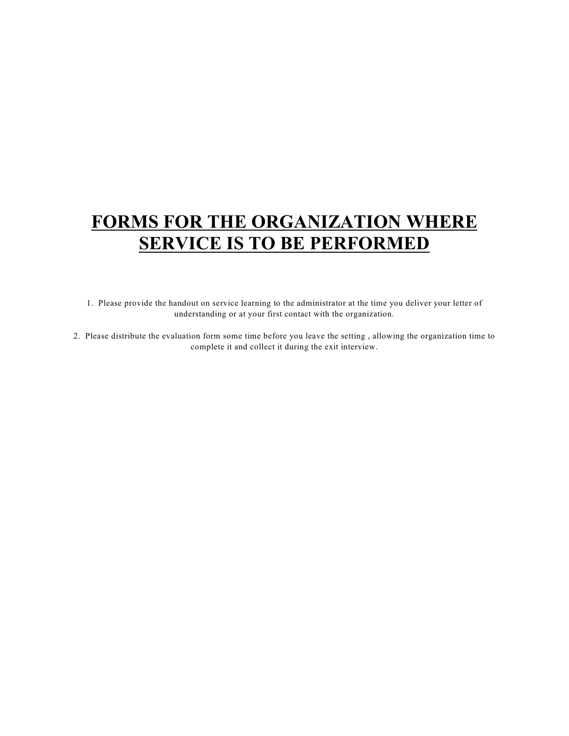# FORMS FOR THE ORGANIZATION WHERE SERVICE IS TO BE PERFORMED

1. Please provide the handout on service learning to the administrator at the time you deliver your letter of understanding or at your first contact with the organization.

2. Please distribute the evaluation form some time before you leave the setting , allowing the organization time to complete it and collect it during the exit interview.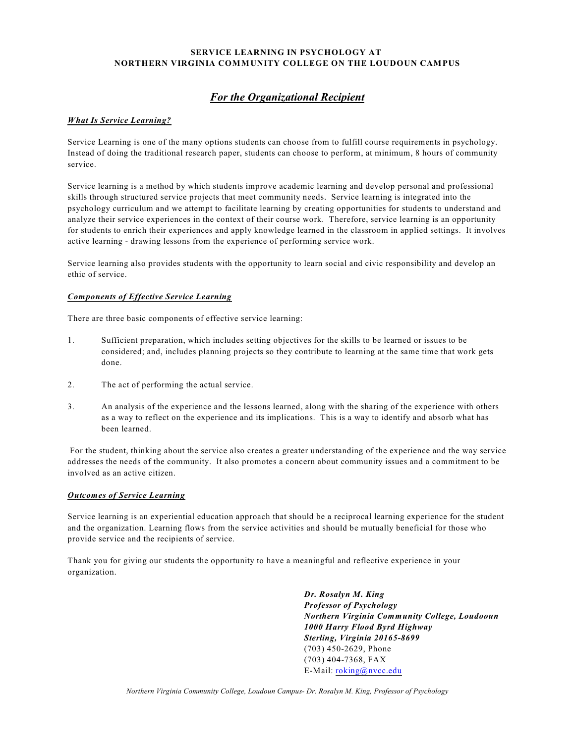**SERVICE LEARNING IN PSYCHOLOGY AT NORTHERN VIRGINIA COMMUNITY COLLEGE ON THE LOUDOUN CAMPUS**

## ***For the Organizational Recipient***

### ***What Is Service Learning?***

Service Learning is one of the many options students can choose from to fulfill course requirements in psychology. Instead of doing the traditional research paper, students can choose to perform, at minimum, 8 hours of community service.

Service learning is a method by which students improve academic learning and develop personal and professional skills through structured service projects that meet community needs. Service learning is integrated into the psychology curriculum and we attempt to facilitate learning by creating opportunities for students to understand and analyze their service experiences in the context of their course work. Therefore, service learning is an opportunity for students to enrich their experiences and apply knowledge learned in the classroom in applied settings. It involves active learning - drawing lessons from the experience of performing service work.

Service learning also provides students with the opportunity to learn social and civic responsibility and develop an ethic of service.

### ***Components of Effective Service Learning***

There are three basic components of effective service learning:

1. Sufficient preparation, which includes setting objectives for the skills to be learned or issues to be considered; and, includes planning projects so they contribute to learning at the same time that work gets done.

2. The act of performing the actual service.

3. An analysis of the experience and the lessons learned, along with the sharing of the experience with others as a way to reflect on the experience and its implications. This is a way to identify and absorb what has been learned.

For the student, thinking about the service also creates a greater understanding of the experience and the way service addresses the needs of the community. It also promotes a concern about community issues and a commitment to be involved as an active citizen.

### ***Outcomes of Service Learning***

Service learning is an experiential education approach that should be a reciprocal learning experience for the student and the organization. Learning flows from the service activities and should be mutually beneficial for those who provide service and the recipients of service.

Thank you for giving our students the opportunity to have a meaningful and reflective experience in your organization.

***Dr. Rosalyn M. King***
***Professor of Psychology***
***Northern Virginia Community College, Loudooun***
***1000 Harry Flood Byrd Highway***
***Sterling, Virginia 20165-8699***
(703) 450-2629, Phone
(703) 404-7368, FAX
E-Mail: roking@nvcc.edu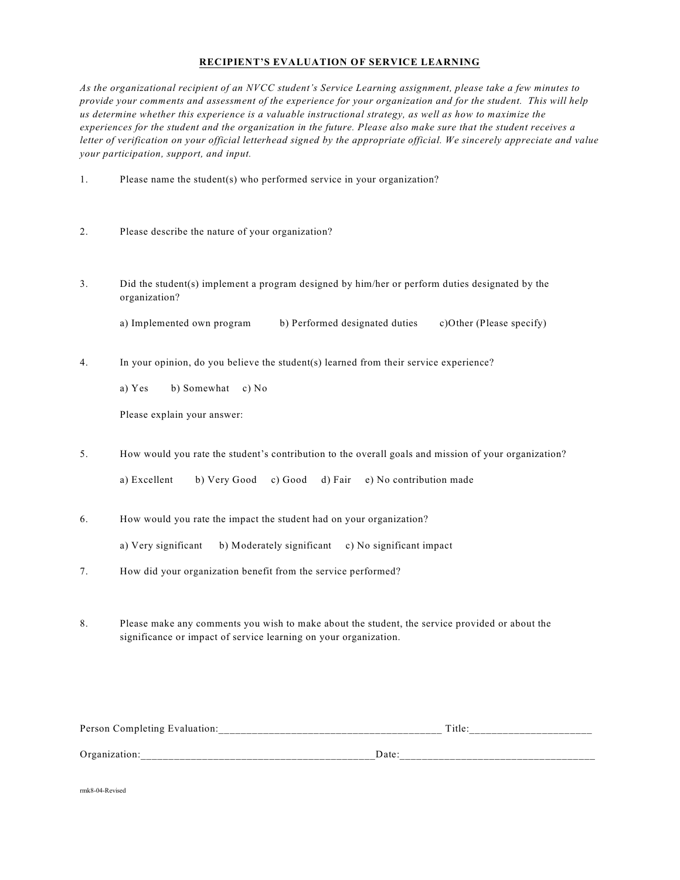## RECIPIENT'S EVALUATION OF SERVICE LEARNING

*As the organizational recipient of an NVCC student's Service Learning assignment, please take a few minutes to provide your comments and assessment of the experience for your organization and for the student. This will help us determine whether this experience is a valuable instructional strategy, as well as how to maximize the experiences for the student and the organization in the future. Please also make sure that the student receives a letter of verification on your official letterhead signed by the appropriate official. We sincerely appreciate and value your participation, support, and input.*

1. Please name the student(s) who performed service in your organization?

2. Please describe the nature of your organization?

3. Did the student(s) implement a program designed by him/her or perform duties designated by the organization?

   a) Implemented own program &nbsp;&nbsp;&nbsp; b) Performed designated duties &nbsp;&nbsp;&nbsp; c)Other (Please specify)

4. In your opinion, do you believe the student(s) learned from their service experience?

   a) Yes &nbsp;&nbsp;&nbsp; b) Somewhat &nbsp;&nbsp;&nbsp; c) No

   Please explain your answer:

5. How would you rate the student's contribution to the overall goals and mission of your organization?

   a) Excellent &nbsp;&nbsp;&nbsp; b) Very Good &nbsp;&nbsp;&nbsp; c) Good &nbsp;&nbsp;&nbsp; d) Fair &nbsp;&nbsp;&nbsp; e) No contribution made

6. How would you rate the impact the student had on your organization?

   a) Very significant &nbsp;&nbsp;&nbsp; b) Moderately significant &nbsp;&nbsp;&nbsp; c) No significant impact

7. How did your organization benefit from the service performed?

8. Please make any comments you wish to make about the student, the service provided or about the significance or impact of service learning on your organization.

Person Completing Evaluation:_______________________________________ Title:_____________________

Organization:_________________________________________Date:___________________________________

rmk8-04-Revised